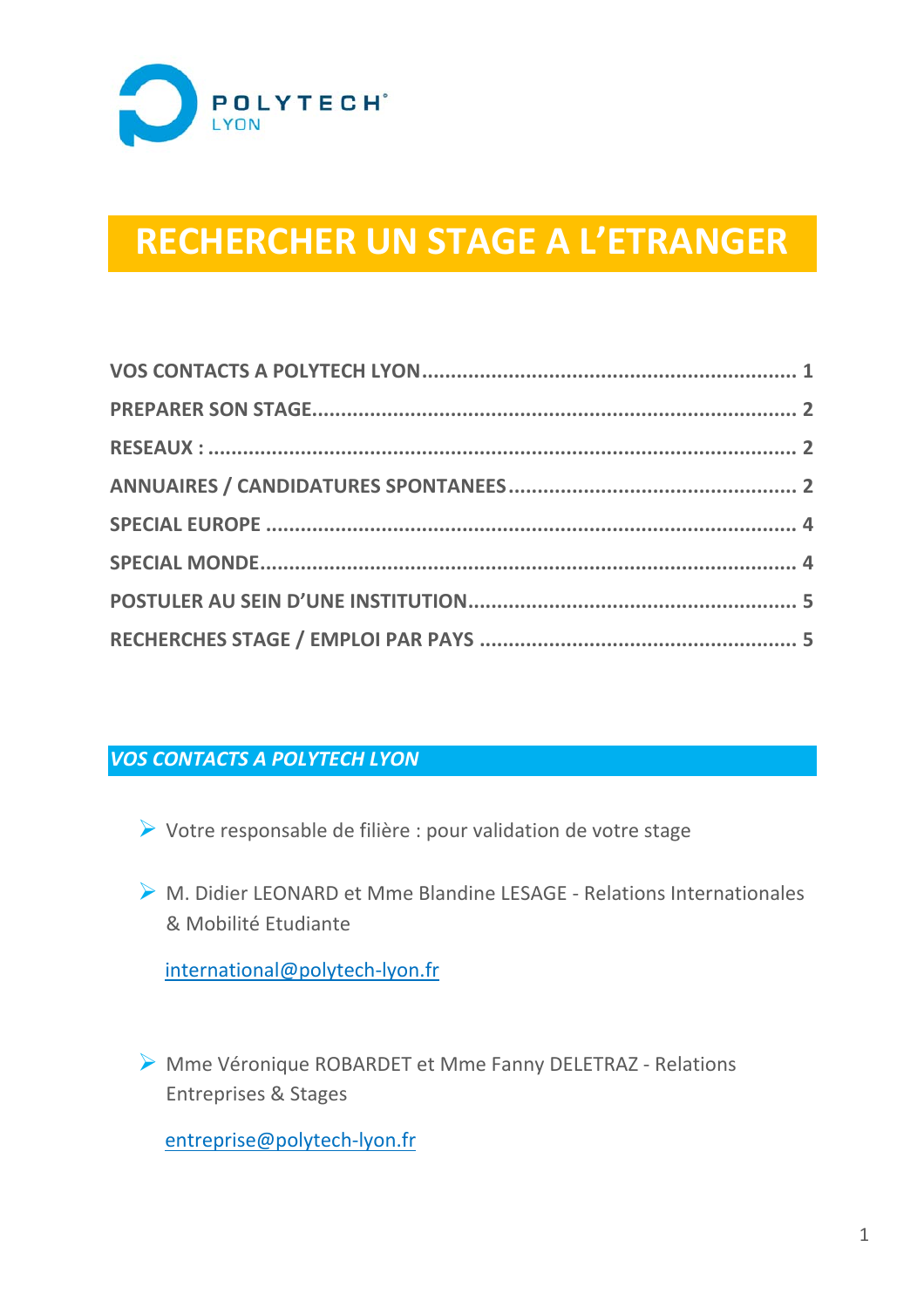POLYTECH LYON

# RECHERCHER UN STAGE A L'ETRANGER

- VOS CONTACTS A POLYTECH LYON ........ 1
- PREPARER SON STAGE ........ 2
- RESEAUX : ........ 2
- ANNUAIRES / CANDIDATURES SPONTANEES ........ 2
- SPECIAL EUROPE ........ 4
- SPECIAL MONDE ........ 4
- POSTULER AU SEIN D'UNE INSTITUTION ........ 5
- RECHERCHES STAGE / EMPLOI PAR PAYS ........ 5

## *VOS CONTACTS A POLYTECH LYON*

- Votre responsable de filière : pour validation de votre stage

- M. Didier LEONARD et Mme Blandine LESAGE - Relations Internationales & Mobilité Etudiante

  international@polytech-lyon.fr

- Mme Véronique ROBARDET et Mme Fanny DELETRAZ - Relations Entreprises & Stages

  entreprise@polytech-lyon.fr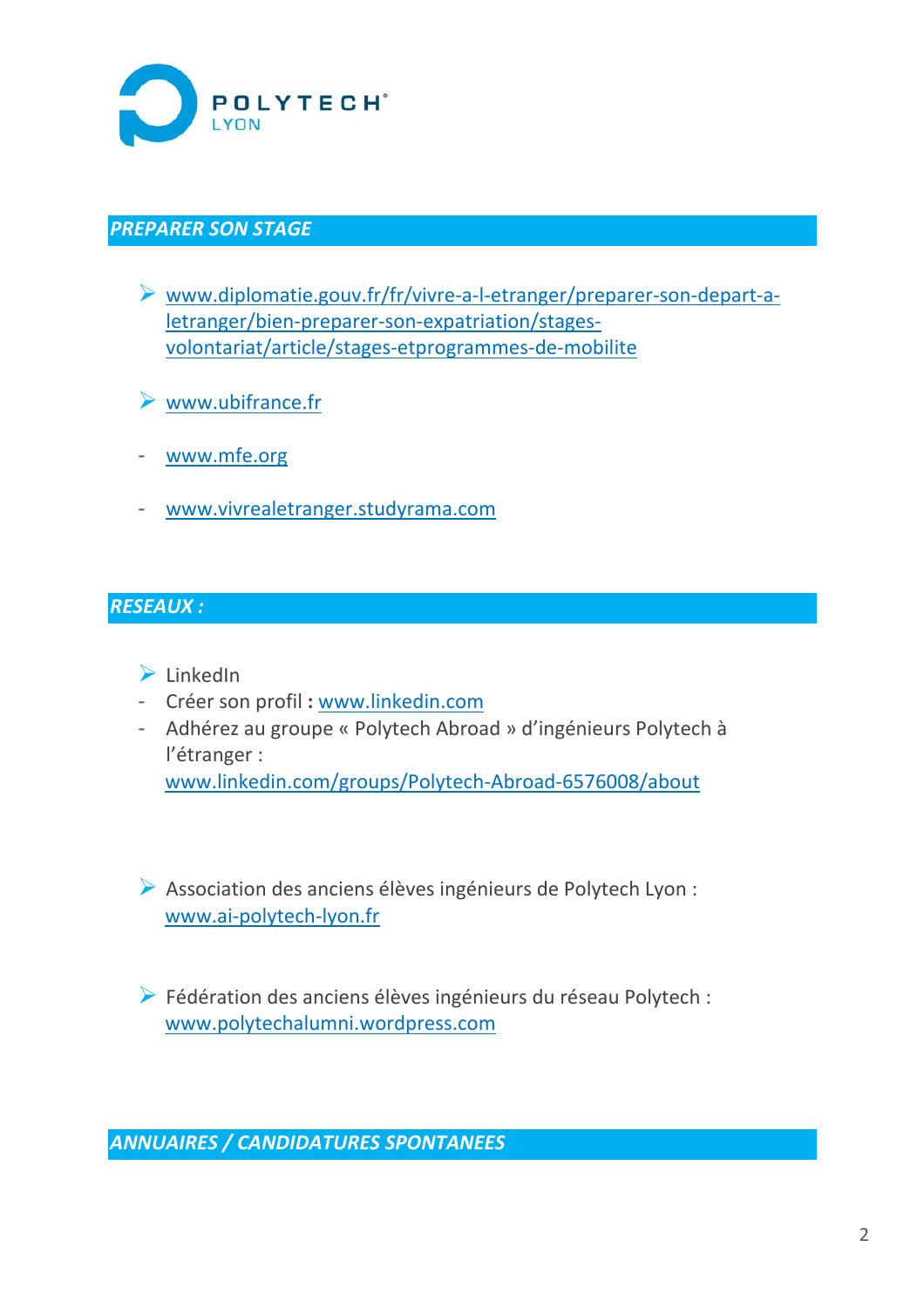POLYTECH LYON

## *PREPARER SON STAGE*

- www.diplomatie.gouv.fr/fr/vivre-a-l-etranger/preparer-son-depart-a-letranger/bien-preparer-son-expatriation/stages-volontariat/article/stages-etprogrammes-de-mobilite

- www.ubifrance.fr

- www.mfe.org

- www.vivrealetranger.studyrama.com

## *RESEAUX :*

- LinkedIn
  - Créer son profil **:** www.linkedin.com
  - Adhérez au groupe « Polytech Abroad » d'ingénieurs Polytech à l'étranger : www.linkedin.com/groups/Polytech-Abroad-6576008/about

- Association des anciens élèves ingénieurs de Polytech Lyon : www.ai-polytech-lyon.fr

- Fédération des anciens élèves ingénieurs du réseau Polytech : www.polytechalumni.wordpress.com

## *ANNUAIRES / CANDIDATURES SPONTANEES*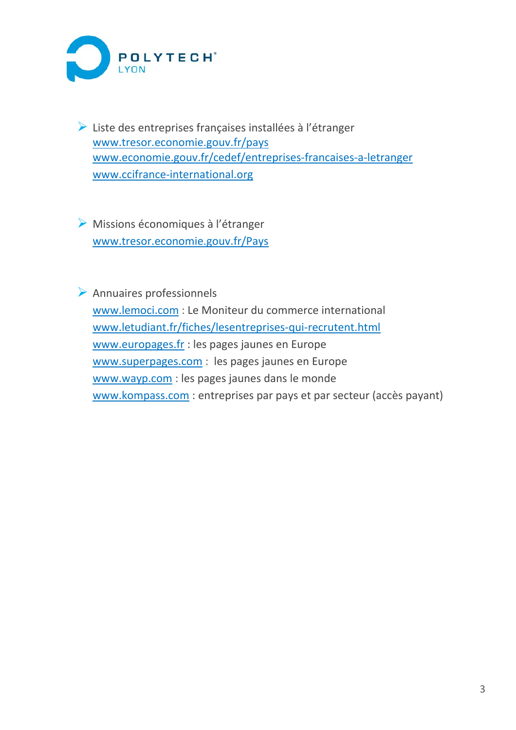- Liste des entreprises françaises installées à l'étranger
  www.tresor.economie.gouv.fr/pays
  www.economie.gouv.fr/cedef/entreprises-francaises-a-letranger
  www.ccifrance-international.org

- Missions économiques à l'étranger
  www.tresor.economie.gouv.fr/Pays

- Annuaires professionnels
  www.lemoci.com : Le Moniteur du commerce international
  www.letudiant.fr/fiches/lesentreprises-qui-recrutent.html
  www.europages.fr : les pages jaunes en Europe
  www.superpages.com : les pages jaunes en Europe
  www.wayp.com : les pages jaunes dans le monde
  www.kompass.com : entreprises par pays et par secteur (accès payant)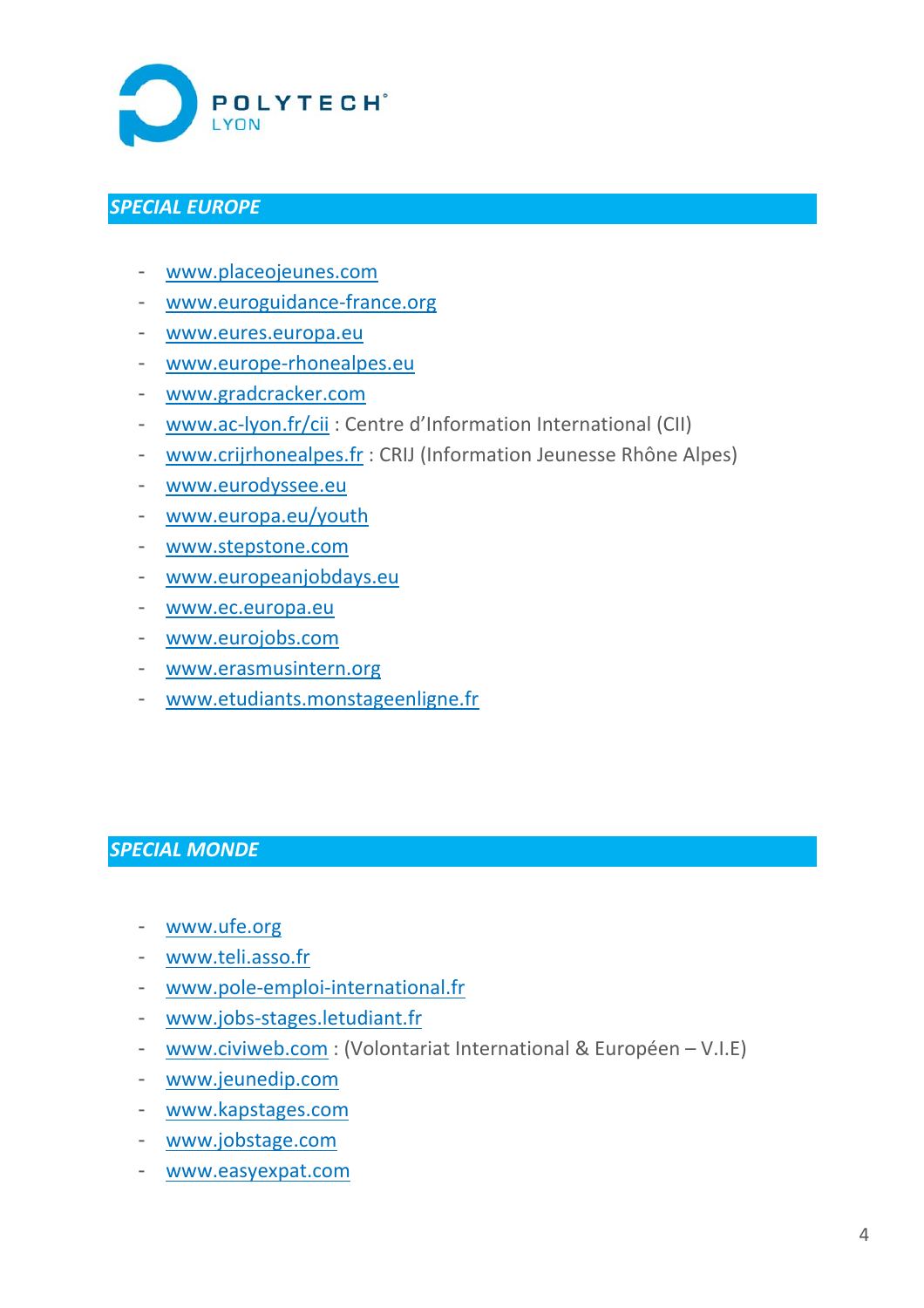## *SPECIAL EUROPE*

- www.placeojeunes.com
- www.euroguidance-france.org
- www.eures.europa.eu
- www.europe-rhonealpes.eu
- www.gradcracker.com
- www.ac-lyon.fr/cii : Centre d'Information International (CII)
- www.crijrhonealpes.fr : CRIJ (Information Jeunesse Rhône Alpes)
- www.eurodyssee.eu
- www.europa.eu/youth
- www.stepstone.com
- www.europeanjobdays.eu
- www.ec.europa.eu
- www.eurojobs.com
- www.erasmusintern.org
- www.etudiants.monstageenligne.fr

## *SPECIAL MONDE*

- www.ufe.org
- www.teli.asso.fr
- www.pole-emploi-international.fr
- www.jobs-stages.letudiant.fr
- www.civiweb.com : (Volontariat International & Européen – V.I.E)
- www.jeunedip.com
- www.kapstages.com
- www.jobstage.com
- www.easyexpat.com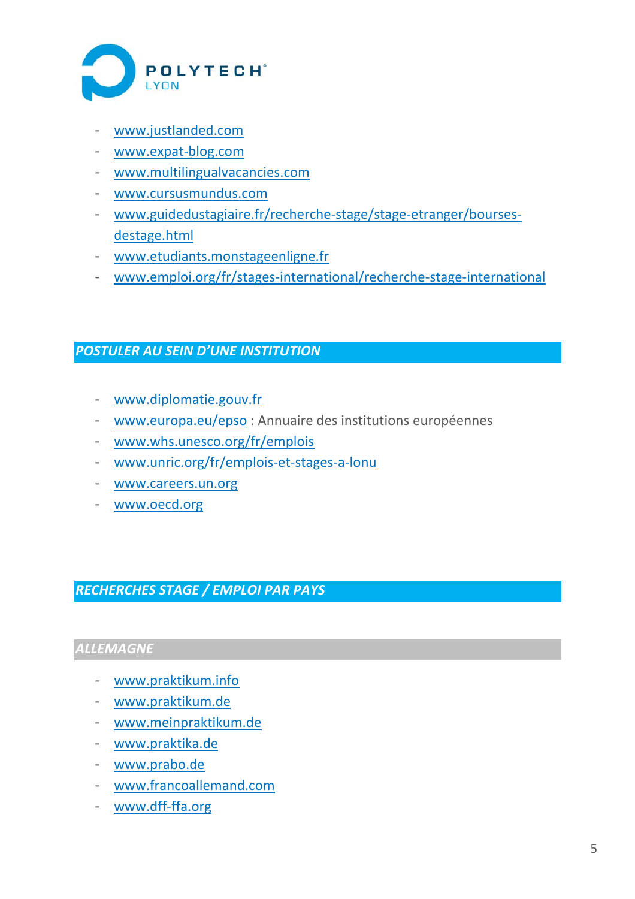- www.justlanded.com
- www.expat-blog.com
- www.multilingualvacancies.com
- www.cursusmundus.com
- www.guidedustagiaire.fr/recherche-stage/stage-etranger/bourses-destage.html
- www.etudiants.monstageenligne.fr
- www.emploi.org/fr/stages-international/recherche-stage-international

## *POSTULER AU SEIN D'UNE INSTITUTION*

- www.diplomatie.gouv.fr
- www.europa.eu/epso : Annuaire des institutions européennes
- www.whs.unesco.org/fr/emplois
- www.unric.org/fr/emplois-et-stages-a-lonu
- www.careers.un.org
- www.oecd.org

## *RECHERCHES STAGE / EMPLOI PAR PAYS*

### *ALLEMAGNE*

- www.praktikum.info
- www.praktikum.de
- www.meinpraktikum.de
- www.praktika.de
- www.prabo.de
- www.francoallemand.com
- www.dff-ffa.org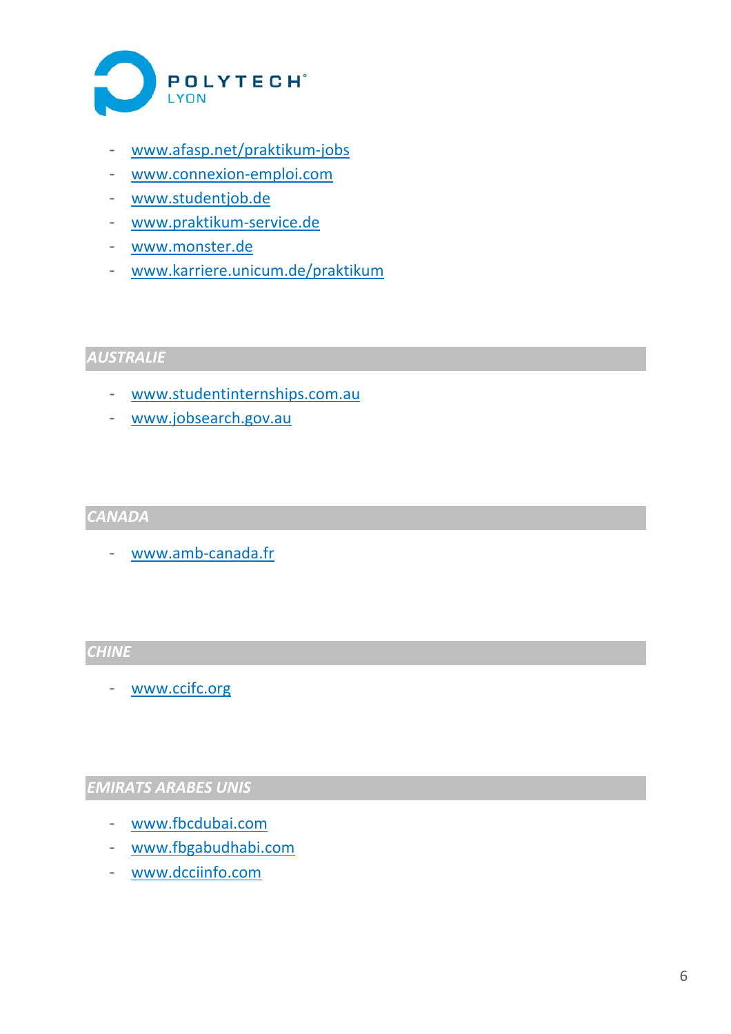- www.afasp.net/praktikum-jobs
- www.connexion-emploi.com
- www.studentjob.de
- www.praktikum-service.de
- www.monster.de
- www.karriere.unicum.de/praktikum

## *AUSTRALIE*

- www.studentinternships.com.au
- www.jobsearch.gov.au

## *CANADA*

- www.amb-canada.fr

## *CHINE*

- www.ccifc.org

## *EMIRATS ARABES UNIS*

- www.fbcdubai.com
- www.fbgabudhabi.com
- www.dcciinfo.com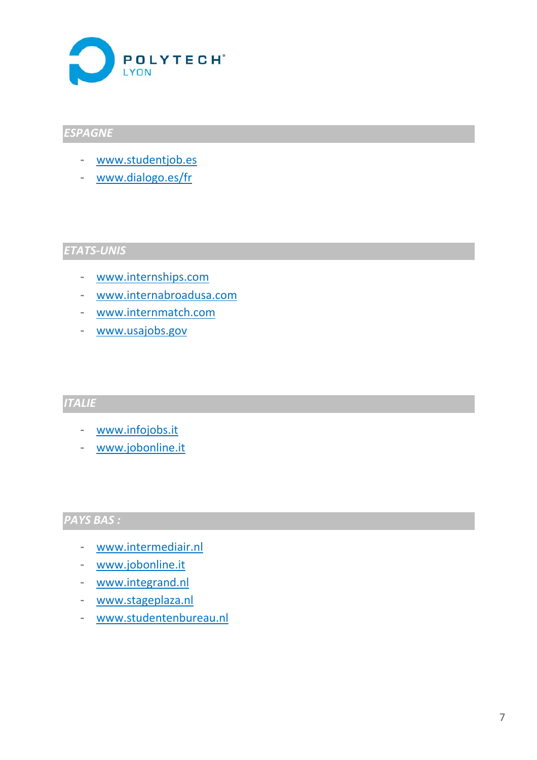## *ESPAGNE*

- www.studentjob.es
- www.dialogo.es/fr

## *ETATS-UNIS*

- www.internships.com
- www.internabroadusa.com
- www.internmatch.com
- www.usajobs.gov

## *ITALIE*

- www.infojobs.it
- www.jobonline.it

## *PAYS BAS :*

- www.intermediair.nl
- www.jobonline.it
- www.integrand.nl
- www.stageplaza.nl
- www.studentenbureau.nl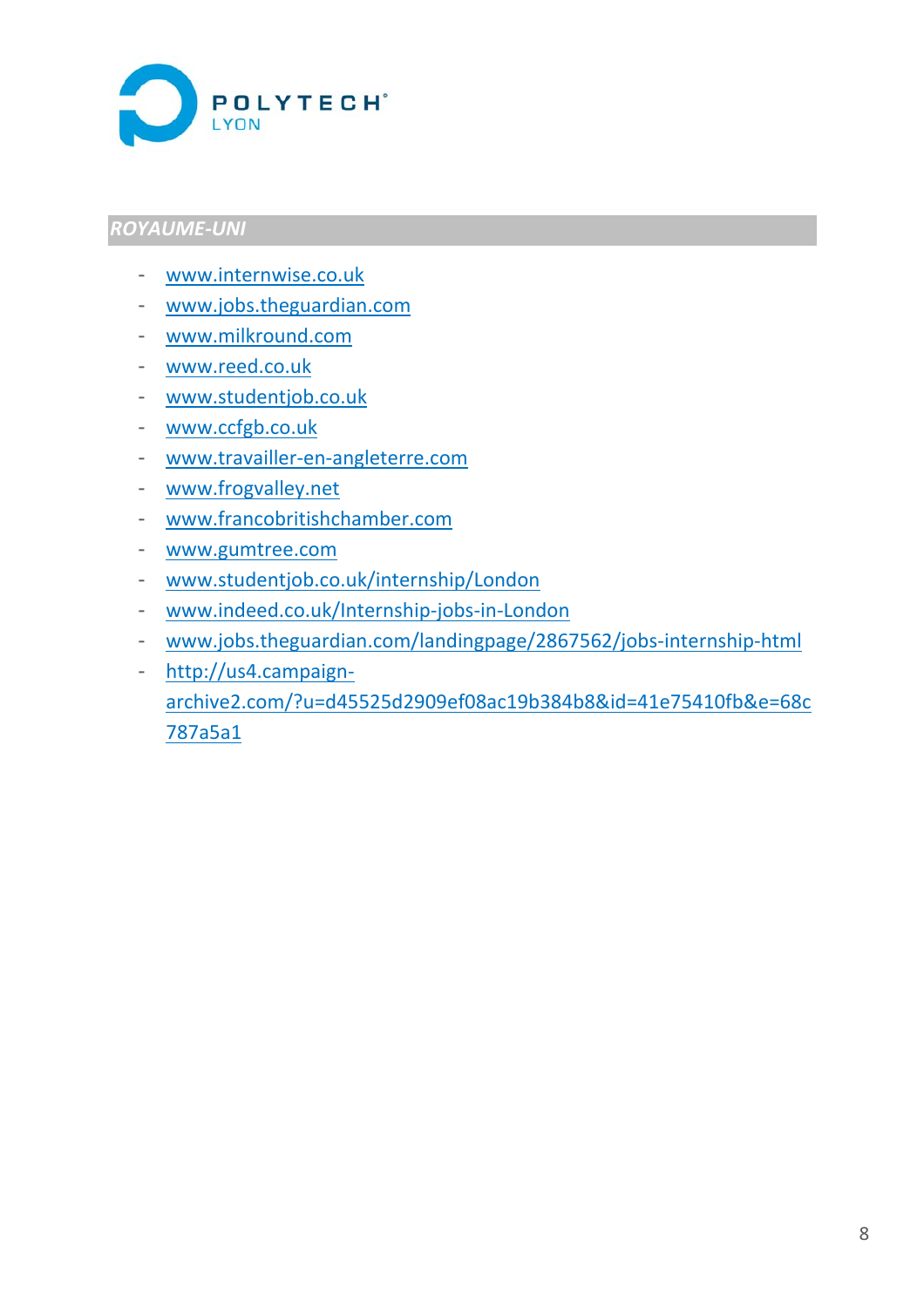## *ROYAUME-UNI*

- www.internwise.co.uk
- www.jobs.theguardian.com
- www.milkround.com
- www.reed.co.uk
- www.studentjob.co.uk
- www.ccfgb.co.uk
- www.travailler-en-angleterre.com
- www.frogvalley.net
- www.francobritishchamber.com
- www.gumtree.com
- www.studentjob.co.uk/internship/London
- www.indeed.co.uk/Internship-jobs-in-London
- www.jobs.theguardian.com/landingpage/2867562/jobs-internship-html
- http://us4.campaign-archive2.com/?u=d45525d2909ef08ac19b384b8&id=41e75410fb&e=68c787a5a1